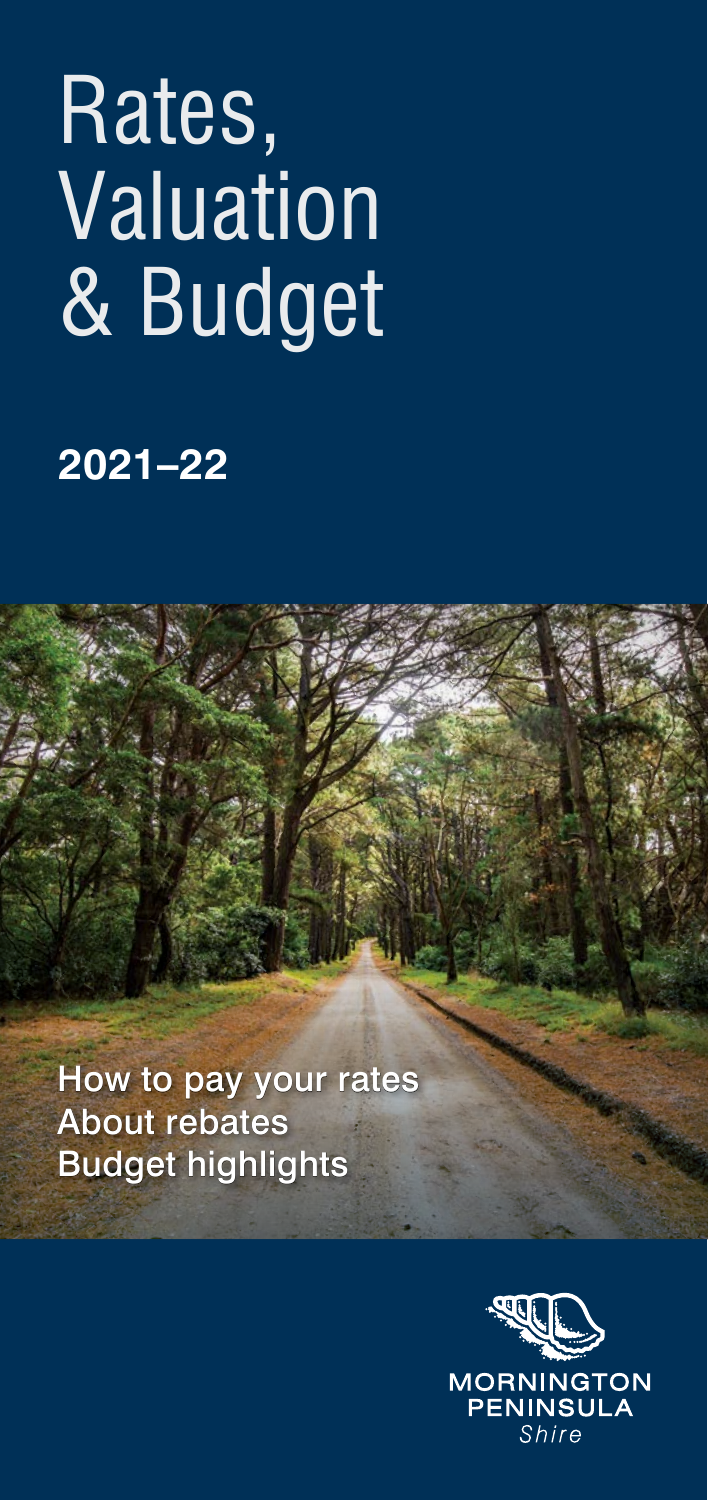# Rates, Valuation & Budget

## 2021–22

How to pay your rates
About rebates
Budget highlights

MORNINGTON PENINSULA *Shire*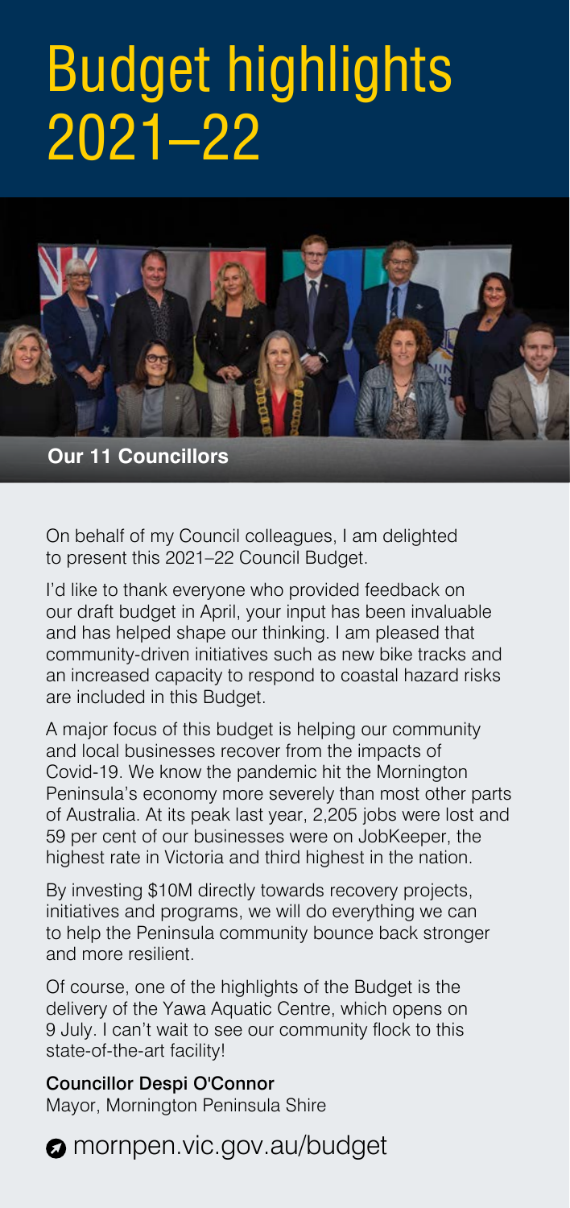# Budget highlights 2021–22

**Our 11 Councillors**

On behalf of my Council colleagues, I am delighted to present this 2021–22 Council Budget.

I'd like to thank everyone who provided feedback on our draft budget in April, your input has been invaluable and has helped shape our thinking. I am pleased that community-driven initiatives such as new bike tracks and an increased capacity to respond to coastal hazard risks are included in this Budget.

A major focus of this budget is helping our community and local businesses recover from the impacts of Covid-19. We know the pandemic hit the Mornington Peninsula's economy more severely than most other parts of Australia. At its peak last year, 2,205 jobs were lost and 59 per cent of our businesses were on JobKeeper, the highest rate in Victoria and third highest in the nation.

By investing $10M directly towards recovery projects, initiatives and programs, we will do everything we can to help the Peninsula community bounce back stronger and more resilient.

Of course, one of the highlights of the Budget is the delivery of the Yawa Aquatic Centre, which opens on 9 July. I can't wait to see our community flock to this state-of-the-art facility!

**Councillor Despi O'Connor**
Mayor, Mornington Peninsula Shire

mornpen.vic.gov.au/budget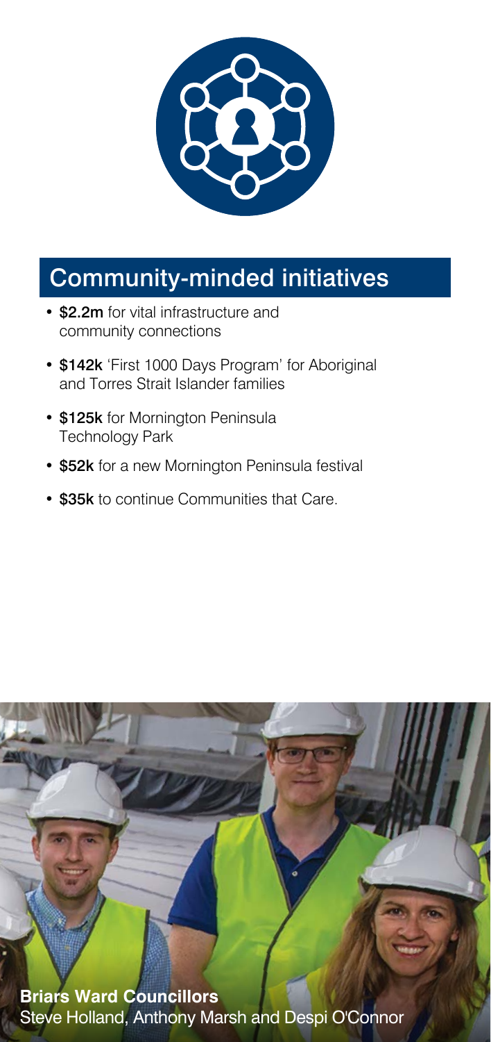## Community-minded initiatives

- **$2.2m** for vital infrastructure and community connections
- **$142k** 'First 1000 Days Program' for Aboriginal and Torres Strait Islander families
- **$125k** for Mornington Peninsula Technology Park
- **$52k** for a new Mornington Peninsula festival
- **$35k** to continue Communities that Care.

**Briars Ward Councillors**
Steve Holland, Anthony Marsh and Despi O'Connor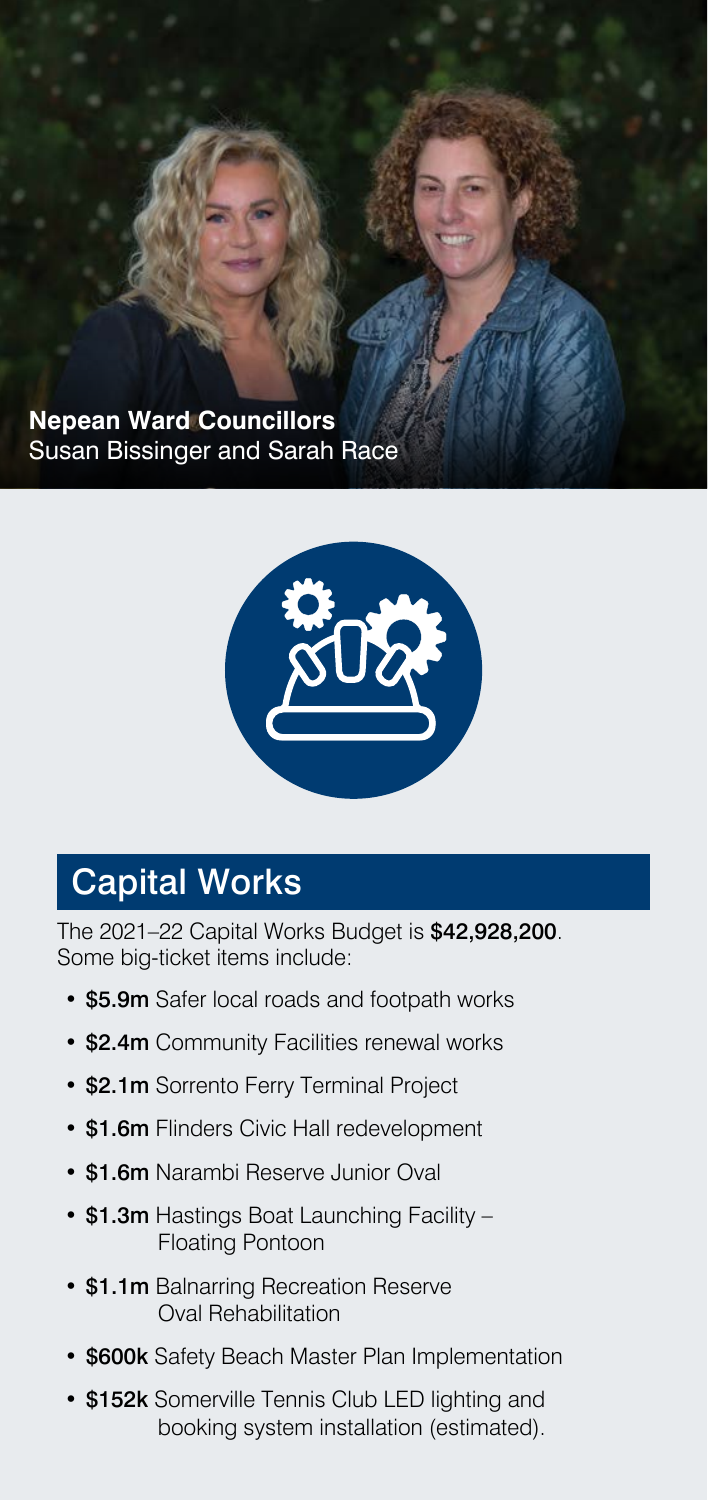**Nepean Ward Councillors**
Susan Bissinger and Sarah Race

## Capital Works

The 2021–22 Capital Works Budget is **$42,928,200**. Some big-ticket items include:

- **$5.9m** Safer local roads and footpath works
- **$2.4m** Community Facilities renewal works
- **$2.1m** Sorrento Ferry Terminal Project
- **$1.6m** Flinders Civic Hall redevelopment
- **$1.6m** Narambi Reserve Junior Oval
- **$1.3m** Hastings Boat Launching Facility – Floating Pontoon
- **$1.1m** Balnarring Recreation Reserve Oval Rehabilitation
- **$600k** Safety Beach Master Plan Implementation
- **$152k** Somerville Tennis Club LED lighting and booking system installation (estimated).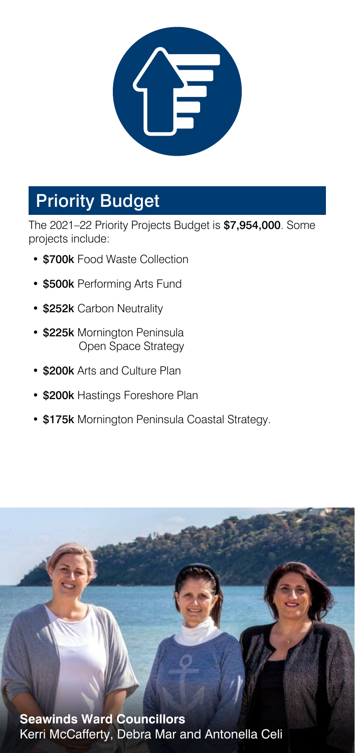## Priority Budget

The 2021–22 Priority Projects Budget is **$7,954,000**. Some projects include:

- **$700k** Food Waste Collection
- **$500k** Performing Arts Fund
- **$252k** Carbon Neutrality
- **$225k** Mornington Peninsula Open Space Strategy
- **$200k** Arts and Culture Plan
- **$200k** Hastings Foreshore Plan
- **$175k** Mornington Peninsula Coastal Strategy.

**Seawinds Ward Councillors**
Kerri McCafferty, Debra Mar and Antonella Celi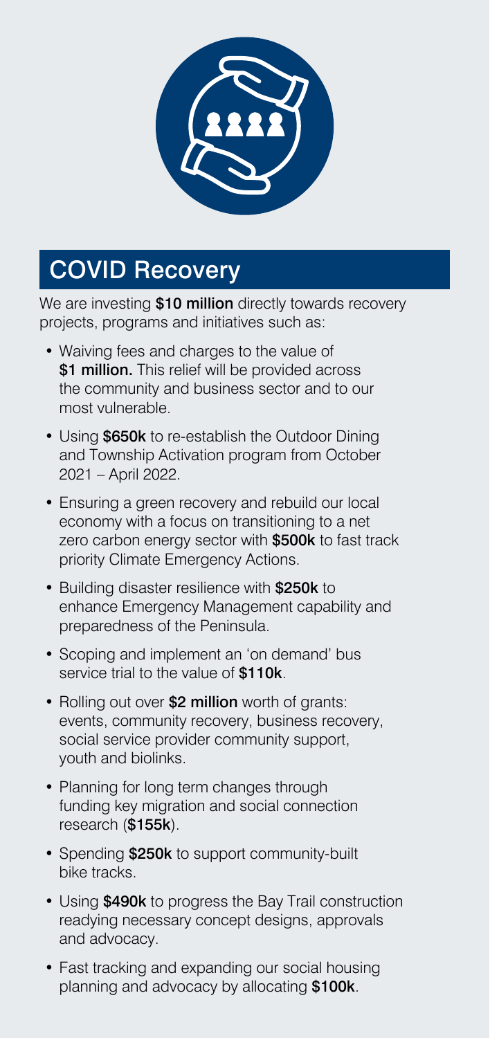## COVID Recovery

We are investing **$10 million** directly towards recovery projects, programs and initiatives such as:

- Waiving fees and charges to the value of **$1 million.** This relief will be provided across the community and business sector and to our most vulnerable.
- Using **$650k** to re-establish the Outdoor Dining and Township Activation program from October 2021 – April 2022.
- Ensuring a green recovery and rebuild our local economy with a focus on transitioning to a net zero carbon energy sector with **$500k** to fast track priority Climate Emergency Actions.
- Building disaster resilience with **$250k** to enhance Emergency Management capability and preparedness of the Peninsula.
- Scoping and implement an 'on demand' bus service trial to the value of **$110k**.
- Rolling out over **$2 million** worth of grants: events, community recovery, business recovery, social service provider community support, youth and biolinks.
- Planning for long term changes through funding key migration and social connection research (**$155k**).
- Spending **$250k** to support community-built bike tracks.
- Using **$490k** to progress the Bay Trail construction readying necessary concept designs, approvals and advocacy.
- Fast tracking and expanding our social housing planning and advocacy by allocating **$100k**.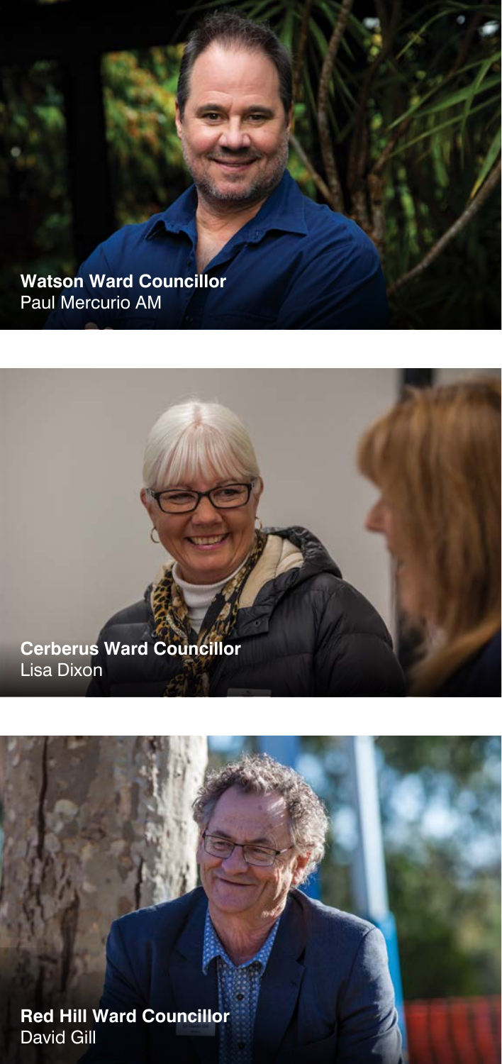**Watson Ward Councillor**
Paul Mercurio AM

**Cerberus Ward Councillor**
Lisa Dixon

**Red Hill Ward Councillor**
David Gill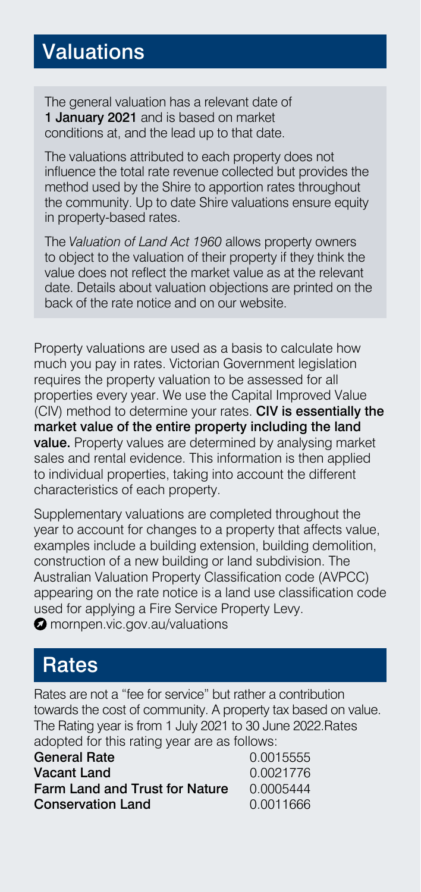## Valuations

The general valuation has a relevant date of **1 January 2021** and is based on market conditions at, and the lead up to that date.

The valuations attributed to each property does not influence the total rate revenue collected but provides the method used by the Shire to apportion rates throughout the community. Up to date Shire valuations ensure equity in property-based rates.

The *Valuation of Land Act 1960* allows property owners to object to the valuation of their property if they think the value does not reflect the market value as at the relevant date. Details about valuation objections are printed on the back of the rate notice and on our website.

Property valuations are used as a basis to calculate how much you pay in rates. Victorian Government legislation requires the property valuation to be assessed for all properties every year. We use the Capital Improved Value (CIV) method to determine your rates. **CIV is essentially the market value of the entire property including the land value.** Property values are determined by analysing market sales and rental evidence. This information is then applied to individual properties, taking into account the different characteristics of each property.

Supplementary valuations are completed throughout the year to account for changes to a property that affects value, examples include a building extension, building demolition, construction of a new building or land subdivision. The Australian Valuation Property Classification code (AVPCC) appearing on the rate notice is a land use classification code used for applying a Fire Service Property Levy.

mornpen.vic.gov.au/valuations

## Rates

Rates are not a "fee for service" but rather a contribution towards the cost of community. A property tax based on value. The Rating year is from 1 July 2021 to 30 June 2022.Rates adopted for this rating year are as follows:

| | |
|---|---|
| **General Rate** | 0.0015555 |
| **Vacant Land** | 0.0021776 |
| **Farm Land and Trust for Nature** | 0.0005444 |
| **Conservation Land** | 0.0011666 |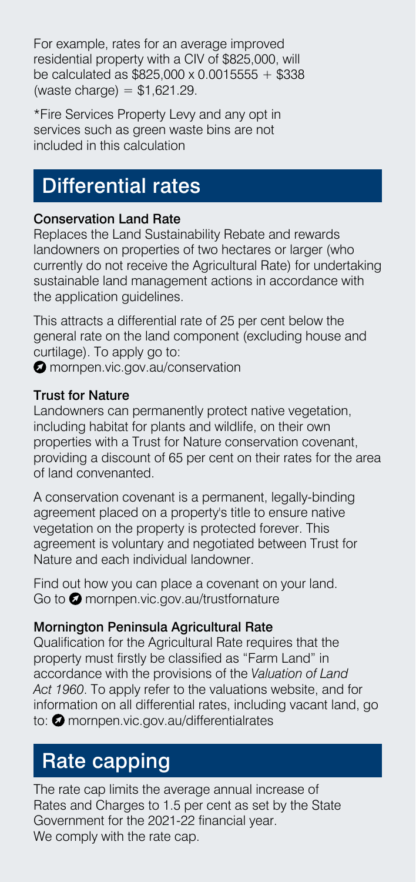For example, rates for an average improved residential property with a CIV of $825,000, will be calculated as $825,000 x 0.0015555 + $338 (waste charge) = $1,621.29.

*Fire Services Property Levy and any opt in services such as green waste bins are not included in this calculation

## Differential rates

### Conservation Land Rate

Replaces the Land Sustainability Rebate and rewards landowners on properties of two hectares or larger (who currently do not receive the Agricultural Rate) for undertaking sustainable land management actions in accordance with the application guidelines.

This attracts a differential rate of 25 per cent below the general rate on the land component (excluding house and curtilage). To apply go to:
mornpen.vic.gov.au/conservation

### Trust for Nature

Landowners can permanently protect native vegetation, including habitat for plants and wildlife, on their own properties with a Trust for Nature conservation covenant, providing a discount of 65 per cent on their rates for the area of land convenanted.

A conservation covenant is a permanent, legally-binding agreement placed on a property's title to ensure native vegetation on the property is protected forever. This agreement is voluntary and negotiated between Trust for Nature and each individual landowner.

Find out how you can place a covenant on your land. Go to mornpen.vic.gov.au/trustfornature

### Mornington Peninsula Agricultural Rate

Qualification for the Agricultural Rate requires that the property must firstly be classified as "Farm Land" in accordance with the provisions of the *Valuation of Land Act 1960*. To apply refer to the valuations website, and for information on all differential rates, including vacant land, go to: mornpen.vic.gov.au/differentialrates

## Rate capping

The rate cap limits the average annual increase of Rates and Charges to 1.5 per cent as set by the State Government for the 2021-22 financial year.
We comply with the rate cap.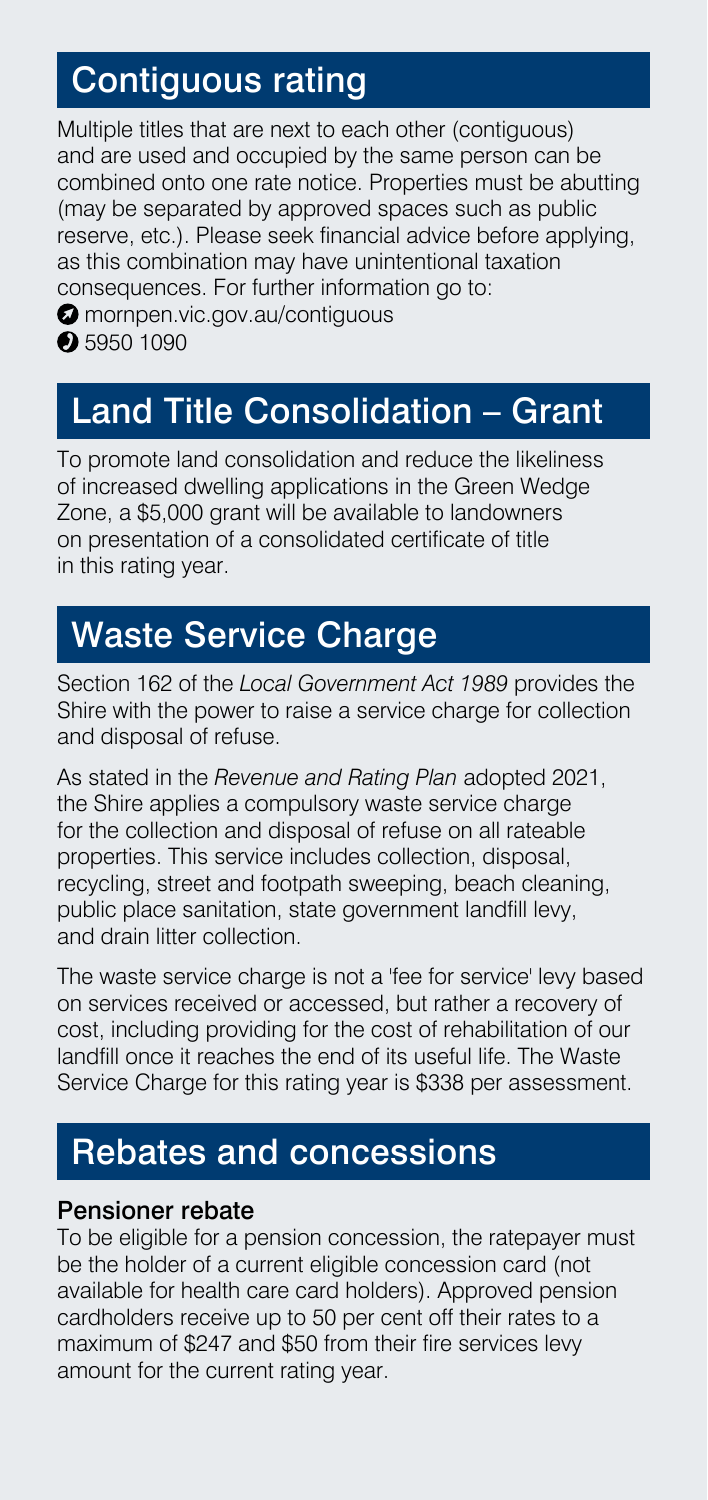## Contiguous rating

Multiple titles that are next to each other (contiguous) and are used and occupied by the same person can be combined onto one rate notice. Properties must be abutting (may be separated by approved spaces such as public reserve, etc.). Please seek financial advice before applying, as this combination may have unintentional taxation consequences. For further information go to:

mornpen.vic.gov.au/contiguous

5950 1090

## Land Title Consolidation – Grant

To promote land consolidation and reduce the likeliness of increased dwelling applications in the Green Wedge Zone, a $5,000 grant will be available to landowners on presentation of a consolidated certificate of title in this rating year.

## Waste Service Charge

Section 162 of the *Local Government Act 1989* provides the Shire with the power to raise a service charge for collection and disposal of refuse.

As stated in the *Revenue and Rating Plan* adopted 2021, the Shire applies a compulsory waste service charge for the collection and disposal of refuse on all rateable properties. This service includes collection, disposal, recycling, street and footpath sweeping, beach cleaning, public place sanitation, state government landfill levy, and drain litter collection.

The waste service charge is not a 'fee for service' levy based on services received or accessed, but rather a recovery of cost, including providing for the cost of rehabilitation of our landfill once it reaches the end of its useful life. The Waste Service Charge for this rating year is $338 per assessment.

## Rebates and concessions

### Pensioner rebate

To be eligible for a pension concession, the ratepayer must be the holder of a current eligible concession card (not available for health care card holders). Approved pension cardholders receive up to 50 per cent off their rates to a maximum of $247 and $50 from their fire services levy amount for the current rating year.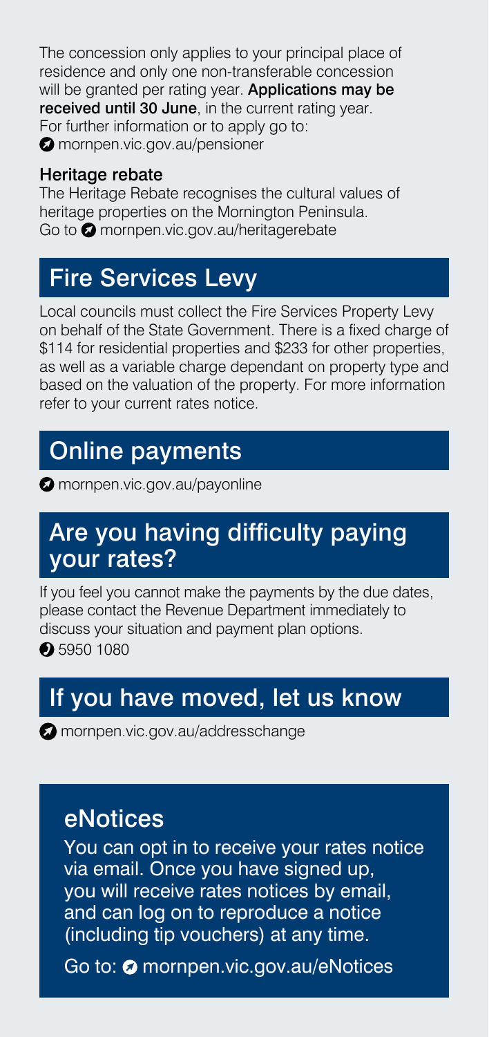The concession only applies to your principal place of residence and only one non-transferable concession will be granted per rating year. **Applications may be received until 30 June**, in the current rating year. For further information or to apply go to:

mornpen.vic.gov.au/pensioner

### Heritage rebate

The Heritage Rebate recognises the cultural values of heritage properties on the Mornington Peninsula. Go to mornpen.vic.gov.au/heritagerebate

## Fire Services Levy

Local councils must collect the Fire Services Property Levy on behalf of the State Government. There is a fixed charge of \$114 for residential properties and \$233 for other properties, as well as a variable charge dependant on property type and based on the valuation of the property. For more information refer to your current rates notice.

## Online payments

mornpen.vic.gov.au/payonline

## Are you having difficulty paying your rates?

If you feel you cannot make the payments by the due dates, please contact the Revenue Department immediately to discuss your situation and payment plan options.

5950 1080

## If you have moved, let us know

mornpen.vic.gov.au/addresschange

## eNotices

You can opt in to receive your rates notice via email. Once you have signed up, you will receive rates notices by email, and can log on to reproduce a notice (including tip vouchers) at any time.

Go to: mornpen.vic.gov.au/eNotices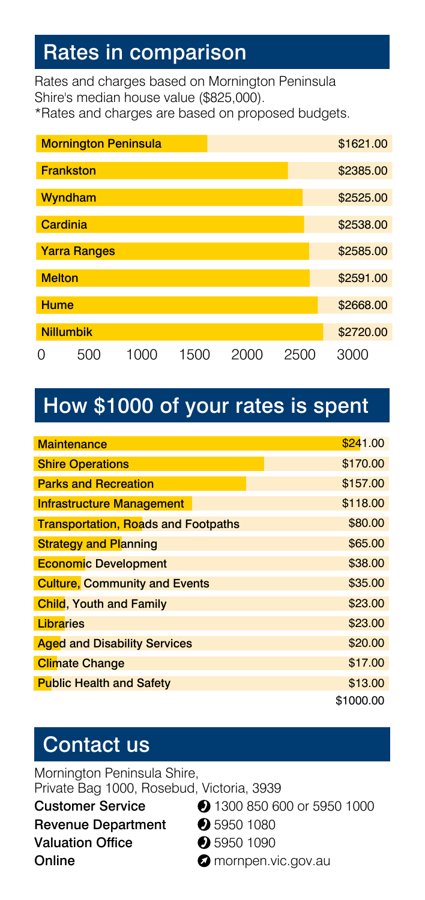## Rates in comparison

Rates and charges based on Mornington Peninsula Shire's median house value ($825,000).
*Rates and charges are based on proposed budgets.

Mornington Peninsula $1621.00
Frankston $2385.00
Wyndham $2525.00
Cardinia $2538.00
Yarra Ranges $2585.00
Melton $2591.00
Hume $2668.00
Nillumbik $2720.00

0 500 1000 1500 2000 2500 3000

## How $1000 of your rates is spent

Maintenance $241.00
Shire Operations $170.00
Parks and Recreation $157.00
Infrastructure Management $118.00
Transportation, Roads and Footpaths $80.00
Strategy and Planning $65.00
Economic Development $38.00
Culture, Community and Events $35.00
Child, Youth and Family $23.00
Libraries $23.00
Aged and Disability Services $20.00
Climate Change $17.00
Public Health and Safety $13.00
$1000.00

## Contact us

Mornington Peninsula Shire,
Private Bag 1000, Rosebud, Victoria, 3939

**Customer Service** 1300 850 600 or 5950 1000
**Revenue Department** 5950 1080
**Valuation Office** 5950 1090
**Online** mornpen.vic.gov.au